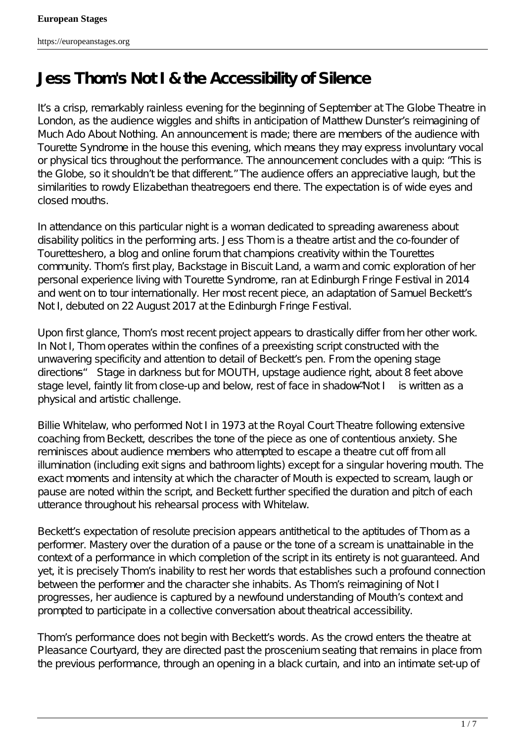# Jess Thom's Not I & the Accessibility of Silence

It's a crisp, remarkably rainless evening for the beginning of September at The Globe Theatre in London, as the audience wiggles and shifts in anticipation of Matthew Dunster's reimagining of Much Ado About Nothing. An announcement is made; there are members of the audience with Tourette Syndrome in the house this evening, which means they may express involuntary vocal or physical tics throughout the performance. The announcement concludes with a quip: "This is the Globe, so it shouldn't be that different." The audience offers an appreciative laugh, but the similarities to rowdy Elizabethan theatregoers end there. The expectation is of wide eyes and closed mouths.

In attendance on this particular night is a woman dedicated to spreading awareness about disability politics in the performing arts. Jess Thom is a theatre artist and the co-founder of Touretteshero, a blog and online forum that champions creativity within the Tourettes community. Thom's first play, Backstage in Biscuit Land, a warm and comic exploration of her personal experience living with Tourette Syndrome, ran at Edinburgh Fringe Festival in 2014 and went on to tour internationally. Her most recent piece, an adaptation of Samuel Beckett's Not I, debuted on 22 August 2017 at the Edinburgh Fringe Festival.

Upon first glance, Thom's most recent project appears to drastically differ from her other work. In Not I, Thom operates within the confines of a preexisting script constructed with the unwavering specificity and attention to detail of Beckett's pen. From the opening stage directions—" Stage in darkness but for MOUTH, upstage audience right, about 8 feet above stage level, faintly lit from close-up and below, rest of face in shadow"—Not I is written as a physical and artistic challenge.

Billie Whitelaw, who performed Not I in 1973 at the Royal Court Theatre following extensive coaching from Beckett, describes the tone of the piece as one of contentious anxiety. She reminisces about audience members who attempted to escape a theatre cut off from all illumination (including exit signs and bathroom lights) except for a singular hovering mouth. The exact moments and intensity at which the character of Mouth is expected to scream, laugh or pause are noted within the script, and Beckett further specified the duration and pitch of each utterance throughout his rehearsal process with Whitelaw.

Beckett's expectation of resolute precision appears antithetical to the aptitudes of Thom as a performer. Mastery over the duration of a pause or the tone of a scream is unattainable in the context of a performance in which completion of the script in its entirety is not guaranteed. And yet, it is precisely Thom's inability to rest her words that establishes such a profound connection between the performer and the character she inhabits. As Thom's reimagining of Not I progresses, her audience is captured by a newfound understanding of Mouth's context and prompted to participate in a collective conversation about theatrical accessibility.

Thom's performance does not begin with Beckett's words. As the crowd enters the theatre at Pleasance Courtyard, they are directed past the proscenium seating that remains in place from the previous performance, through an opening in a black curtain, and into an intimate set-up of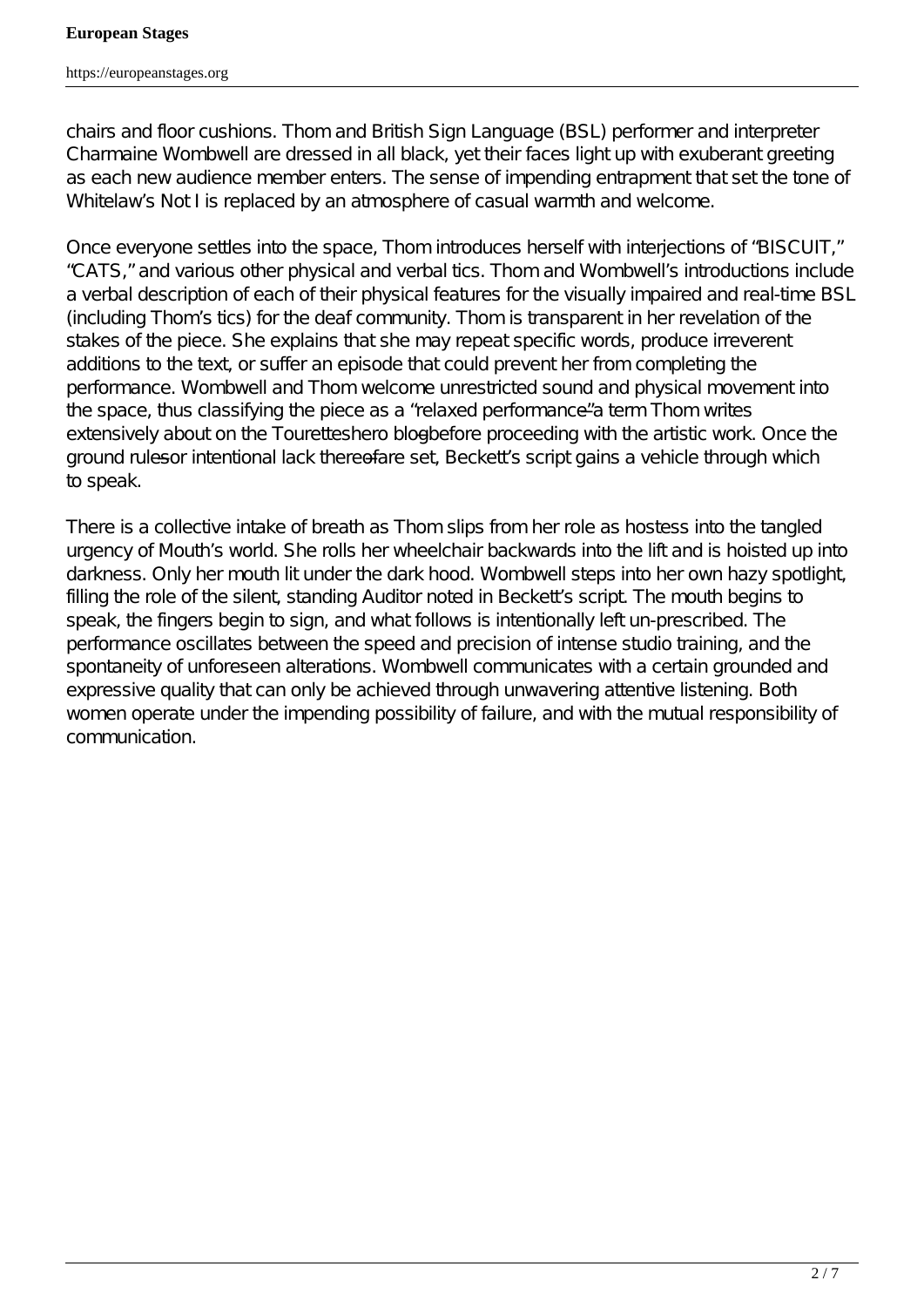chairs and floor cushions. Thom and British Sign Language (BSL) performer and interpreter Charmaine Wombwell are dressed in all black, yet their faces light up with exuberant greeting as each new audience member enters. The sense of impending entrapment that set the tone of Whitelaw's Not I is replaced by an atmosphere of casual warmth and welcome.

Once everyone settles into the space, Thom introduces herself with interjections of "BISCUIT," "CATS," and various other physical and verbal tics. Thom and Wombwell's introductions include a verbal description of each of their physical features for the visually impaired and real-time BSL (including Thom's tics) for the deaf community. Thom is transparent in her revelation of the stakes of the piece. She explains that she may repeat specific words, produce irreverent additions to the text, or suffer an episode that could prevent her from completing the performance. Wombwell and Thom welcome unrestricted sound and physical movement into the space, thus classifying the piece as a "relaxed performance"–a term Thom writes extensively about on the Touretteshero blog–before proceeding with the artistic work. Once the ground rules–or intentional lack thereof–are set, Beckett's script gains a vehicle through which to speak.

There is a collective intake of breath as Thom slips from her role as hostess into the tangled urgency of Mouth's world. She rolls her wheelchair backwards into the lift and is hoisted up into darkness. Only her mouth lit under the dark hood. Wombwell steps into her own hazy spotlight, filling the role of the silent, standing Auditor noted in Beckett's script. The mouth begins to speak, the fingers begin to sign, and what follows is intentionally left un-prescribed. The performance oscillates between the speed and precision of intense studio training, and the spontaneity of unforeseen alterations. Wombwell communicates with a certain grounded and expressive quality that can only be achieved through unwavering attentive listening. Both women operate under the impending possibility of failure, and with the mutual responsibility of communication.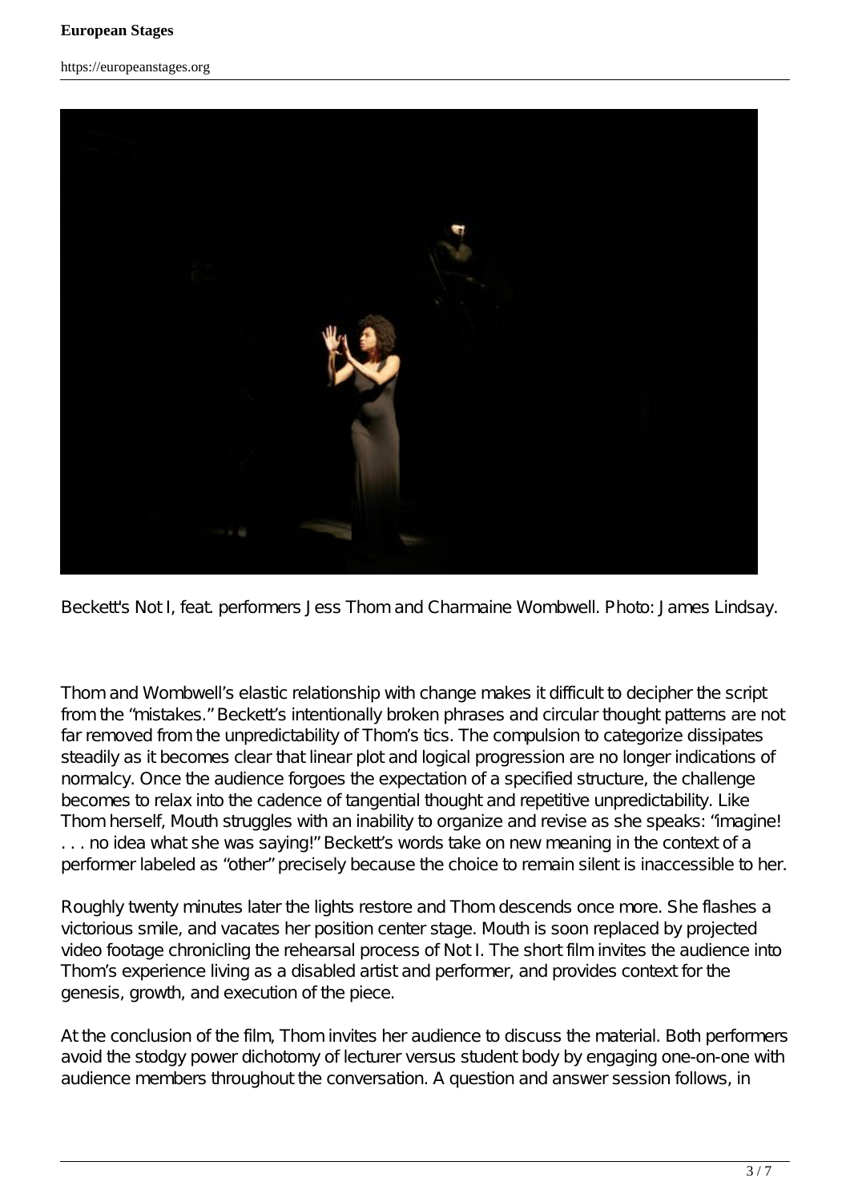Beckett's Not I, feat. performers Jess Thom and Charmaine Wombwell. Photo: James Lindsay.

Thom and Wombwell's elastic relationship with change makes it difficult to decipher the script from the "mistakes." Beckett's intentionally broken phrases and circular thought patterns are not far removed from the unpredictability of Thom's tics. The compulsion to categorize dissipates steadily as it becomes clear that linear plot and logical progression are no longer indications of normalcy. Once the audience forgoes the expectation of a specified structure, the challenge becomes to relax into the cadence of tangential thought and repetitive unpredictability. Like Thom herself, Mouth struggles with an inability to organize and revise as she speaks: "imagine! . . . no idea what she was saying!" Beckett's words take on new meaning in the context of a performer labeled as "other" precisely because the choice to remain silent is inaccessible to her.

Roughly twenty minutes later the lights restore and Thom descends once more. She flashes a victorious smile, and vacates her position center stage. Mouth is soon replaced by projected video footage chronicling the rehearsal process of Not I. The short film invites the audience into Thom's experience living as a disabled artist and performer, and provides context for the genesis, growth, and execution of the piece.

At the conclusion of the film, Thom invites her audience to discuss the material. Both performers avoid the stodgy power dichotomy of lecturer versus student body by engaging one-on-one with audience members throughout the conversation. A question and answer session follows, in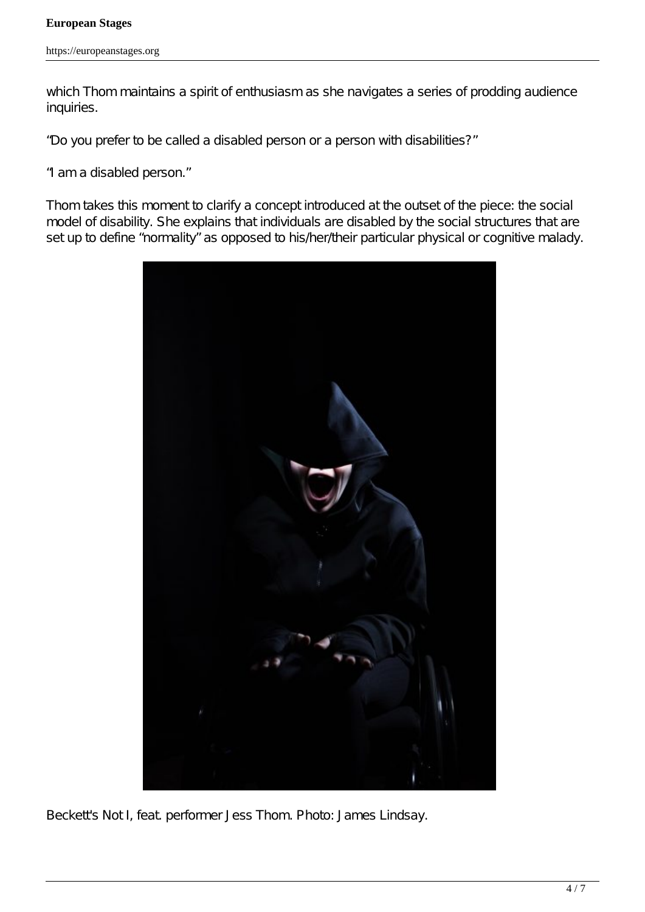which Thom maintains a spirit of enthusiasm as she navigates a series of prodding audience inquiries.

"Do you prefer to be called a disabled person or a person with disabilities?"

"I am a disabled person."

Thom takes this moment to clarify a concept introduced at the outset of the piece: the social model of disability. She explains that individuals are disabled by the social structures that are set up to define "normality" as opposed to his/her/their particular physical or cognitive malady.

Beckett's Not I, feat. performer Jess Thom. Photo: James Lindsay.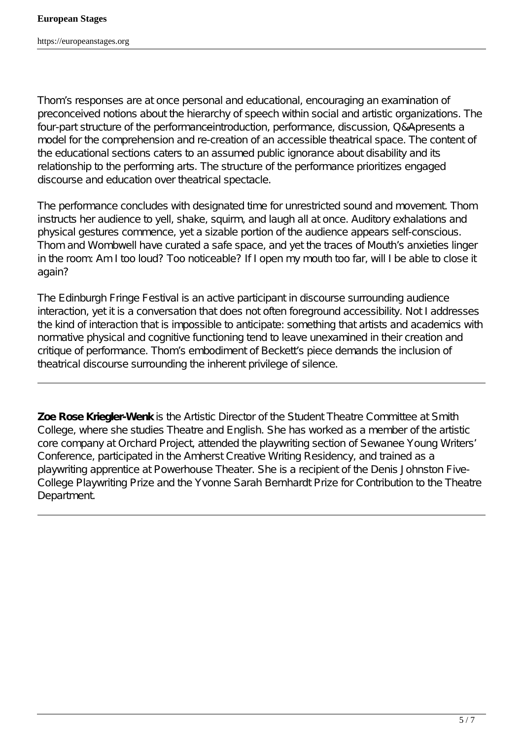Thom's responses are at once personal and educational, encouraging an examination of preconceived notions about the hierarchy of speech within social and artistic organizations. The four-part structure of the performanceintroduction, performance, discussion, Q&Apresents a model for the comprehension and re-creation of an accessible theatrical space. The content of the educational sections caters to an assumed public ignorance about disability and its relationship to the performing arts. The structure of the performance prioritizes engaged discourse and education over theatrical spectacle.

The performance concludes with designated time for unrestricted sound and movement. Thom instructs her audience to yell, shake, squirm, and laugh all at once. Auditory exhalations and physical gestures commence, yet a sizable portion of the audience appears self-conscious. Thom and Wombwell have curated a safe space, and yet the traces of Mouth's anxieties linger in the room: Am I too loud? Too noticeable? If I open my mouth too far, will I be able to close it again?

The Edinburgh Fringe Festival is an active participant in discourse surrounding audience interaction, yet it is a conversation that does not often foreground accessibility. Not I addresses the kind of interaction that is impossible to anticipate: something that artists and academics with normative physical and cognitive functioning tend to leave unexamined in their creation and critique of performance. Thom's embodiment of Beckett's piece demands the inclusion of theatrical discourse surrounding the inherent privilege of silence.

---

**Zoe Rose Kriegler-Wenk** is the Artistic Director of the Student Theatre Committee at Smith College, where she studies Theatre and English. She has worked as a member of the artistic core company at Orchard Project, attended the playwriting section of Sewanee Young Writers' Conference, participated in the Amherst Creative Writing Residency, and trained as a playwriting apprentice at Powerhouse Theater. She is a recipient of the Denis Johnston Five-College Playwriting Prize and the Yvonne Sarah Bernhardt Prize for Contribution to the Theatre Department.

---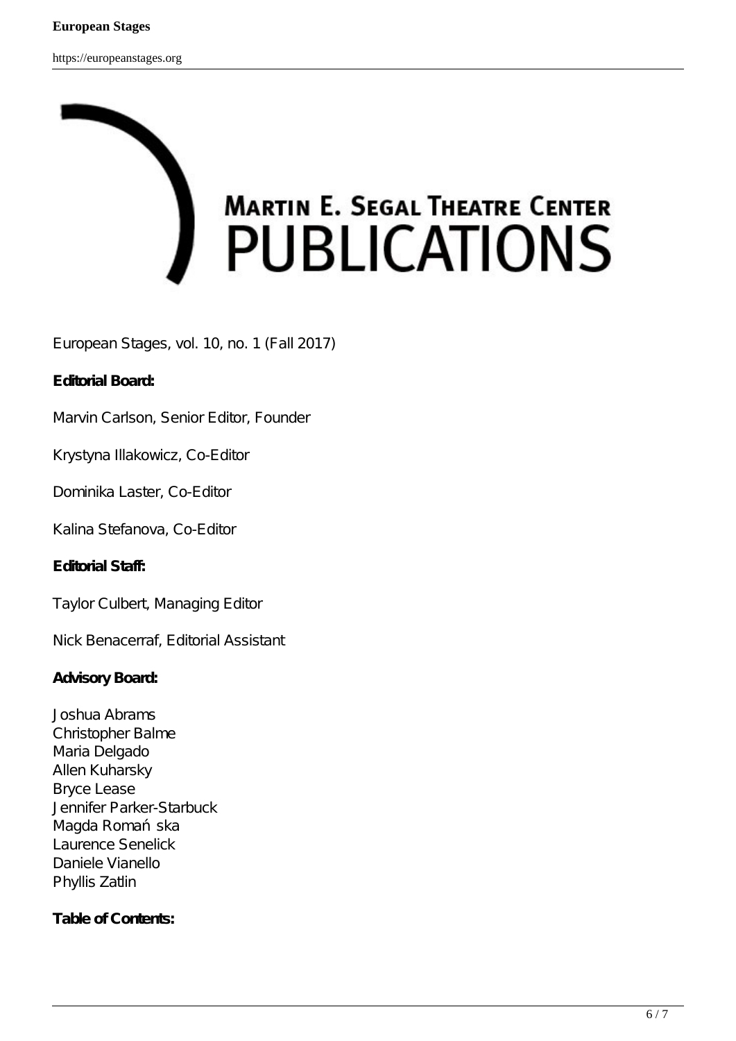MARTIN E. SEGAL THEATRE CENTER PUBLICATIONS

European Stages, vol. 10, no. 1 (Fall 2017)

**Editorial Board:**

Marvin Carlson, Senior Editor, Founder

Krystyna Illakowicz, Co-Editor

Dominika Laster, Co-Editor

Kalina Stefanova, Co-Editor

**Editorial Staff:**

Taylor Culbert, Managing Editor

Nick Benacerraf, Editorial Assistant

**Advisory Board:**

Joshua Abrams
Christopher Balme
Maria Delgado
Allen Kuharsky
Bryce Lease
Jennifer Parker-Starbuck
Magda Romańska
Laurence Senelick
Daniele Vianello
Phyllis Zatlin

**Table of Contents:**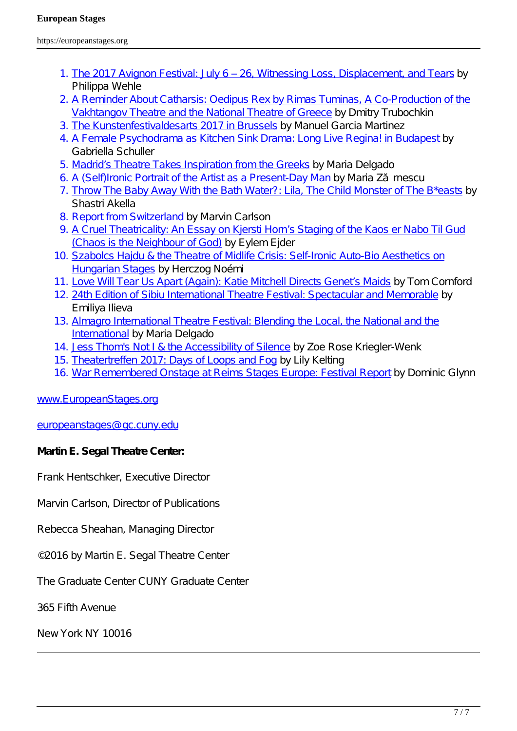1. The 2017 Avignon Festival: July 6 – 26, Witnessing Loss, Displacement, and Tears by Philippa Wehle
2. A Reminder About Catharsis: Oedipus Rex by Rimas Tuminas, A Co-Production of the Vakhtangov Theatre and the National Theatre of Greece by Dmitry Trubochkin
3. The Kunstenfestivaldesarts 2017 in Brussels by Manuel Garcia Martinez
4. A Female Psychodrama as Kitchen Sink Drama: Long Live Regina! in Budapest by Gabriella Schuller
5. Madrid's Theatre Takes Inspiration from the Greeks by Maria Delgado
6. A (Self)Ironic Portrait of the Artist as a Present-Day Man by Maria Zărnescu
7. Throw The Baby Away With the Bath Water?: Lila, The Child Monster of The B*easts by Shastri Akella
8. Report from Switzerland by Marvin Carlson
9. A Cruel Theatricality: An Essay on Kjersti Horn's Staging of the Kaos er Nabo Til Gud (Chaos is the Neighbour of God) by Eylem Ejder
10. Szabolcs Hajdu & the Theatre of Midlife Crisis: Self-Ironic Auto-Bio Aesthetics on Hungarian Stages by Herczog Noémi
11. Love Will Tear Us Apart (Again): Katie Mitchell Directs Genet's Maids by Tom Cornford
12. 24th Edition of Sibiu International Theatre Festival: Spectacular and Memorable by Emiliya Ilieva
13. Almagro International Theatre Festival: Blending the Local, the National and the International by Maria Delgado
14. Jess Thom's Not I & the Accessibility of Silence by Zoe Rose Kriegler-Wenk
15. Theatertreffen 2017: Days of Loops and Fog by Lily Kelting
16. War Remembered Onstage at Reims Stages Europe: Festival Report by Dominic Glynn

www.EuropeanStages.org

europeanstages@gc.cuny.edu

**Martin E. Segal Theatre Center:**

Frank Hentschker, Executive Director

Marvin Carlson, Director of Publications

Rebecca Sheahan, Managing Director

©2016 by Martin E. Segal Theatre Center

The Graduate Center CUNY Graduate Center

365 Fifth Avenue

New York NY 10016